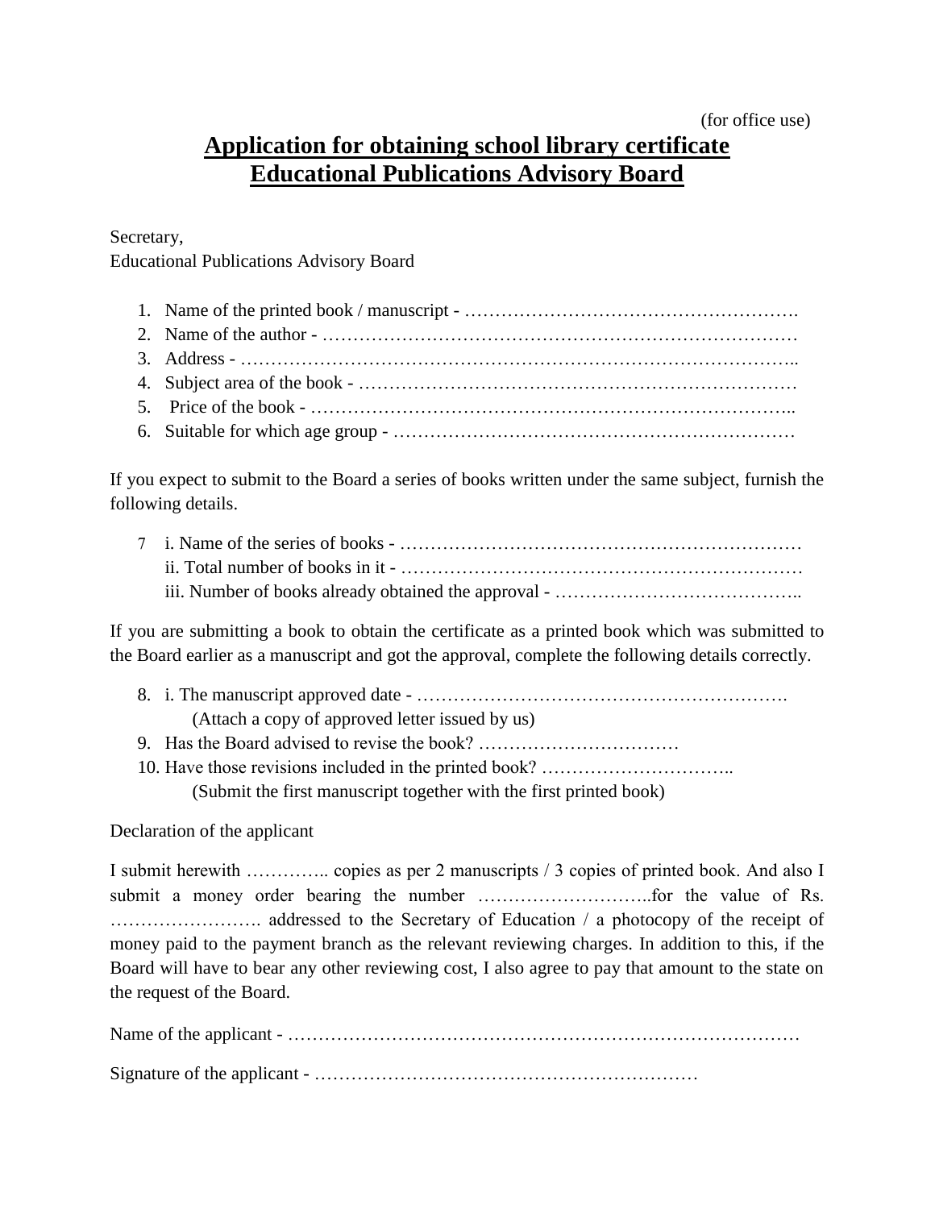(for office use)

# Application for obtaining school library certificate
# Educational Publications Advisory Board

Secretary,
Educational Publications Advisory Board

1. Name of the printed book / manuscript - ……………………………………………….
2. Name of the author - ……………………………………………………………………
3. Address - ………………………………………………………………………………..
4. Subject area of the book - ………………………………………………………………
5. Price of the book - ……………………………………………………………………..
6. Suitable for which age group - …………………………………………………………

If you expect to submit to the Board a series of books written under the same subject, furnish the following details.

7. i. Name of the series of books - …………………………………………………………
   ii. Total number of books in it - …………………………………………………………
   iii. Number of books already obtained the approval - …………………………………..

If you are submitting a book to obtain the certificate as a printed book which was submitted to the Board earlier as a manuscript and got the approval, complete the following details correctly.

8. i. The manuscript approved date - …………………………………………………….
   (Attach a copy of approved letter issued by us)
9. Has the Board advised to revise the book? ……………………………
10. Have those revisions included in the printed book? …………………………..
    (Submit the first manuscript together with the first printed book)

Declaration of the applicant

I submit herewith ………….. copies as per 2 manuscripts / 3 copies of printed book. And also I submit a money order bearing the number ………………………..for the value of Rs. ……………………. addressed to the Secretary of Education / a photocopy of the receipt of money paid to the payment branch as the relevant reviewing charges. In addition to this, if the Board will have to bear any other reviewing cost, I also agree to pay that amount to the state on the request of the Board.

Name of the applicant - ………………………………………………………………………

Signature of the applicant - ………………………………………………………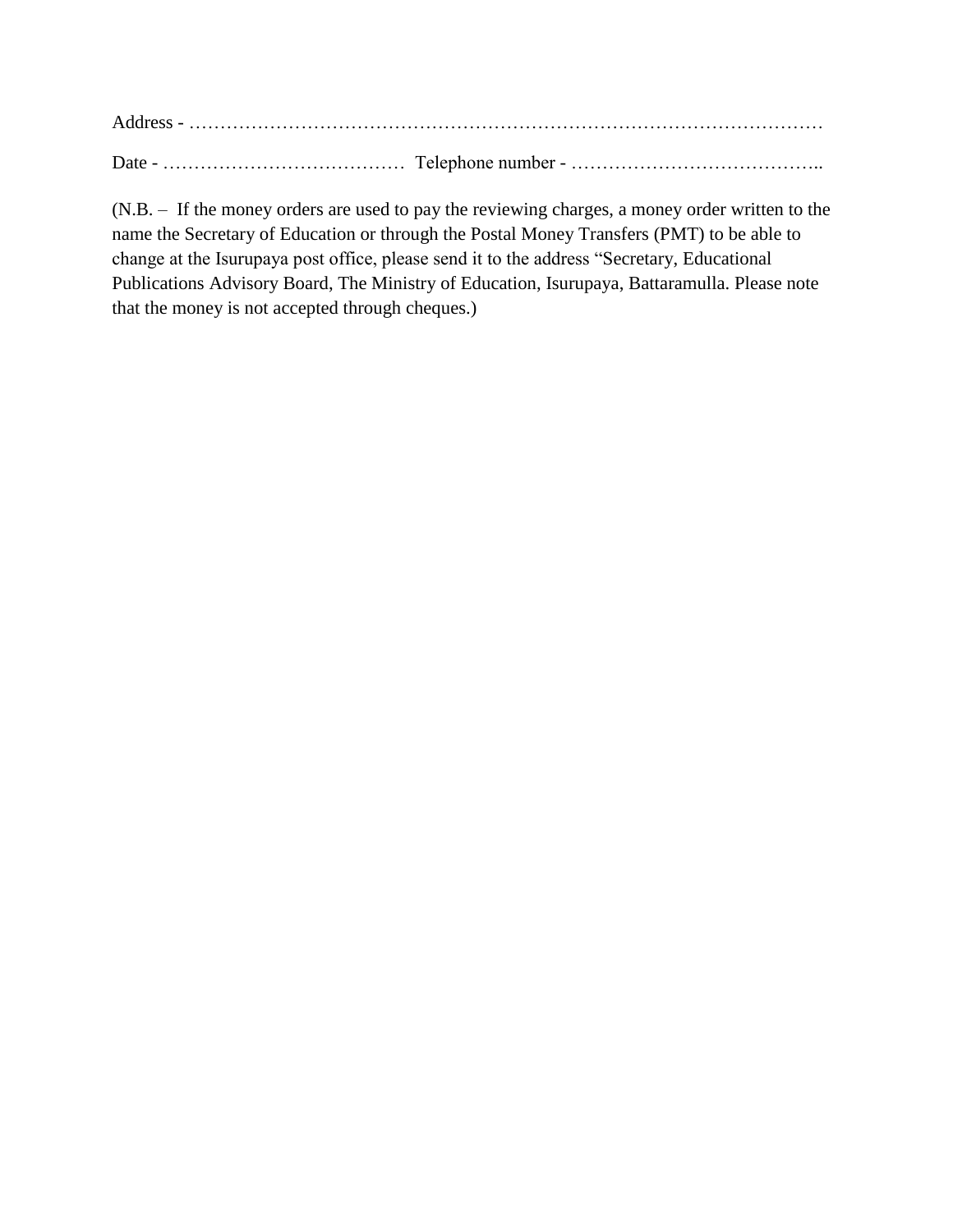Address - …………………………………………………………………………………………

Date - …………………………………  Telephone number - …………………………………..

(N.B. – If the money orders are used to pay the reviewing charges, a money order written to the name the Secretary of Education or through the Postal Money Transfers (PMT) to be able to change at the Isurupaya post office, please send it to the address "Secretary, Educational Publications Advisory Board, The Ministry of Education, Isurupaya, Battaramulla. Please note that the money is not accepted through cheques.)